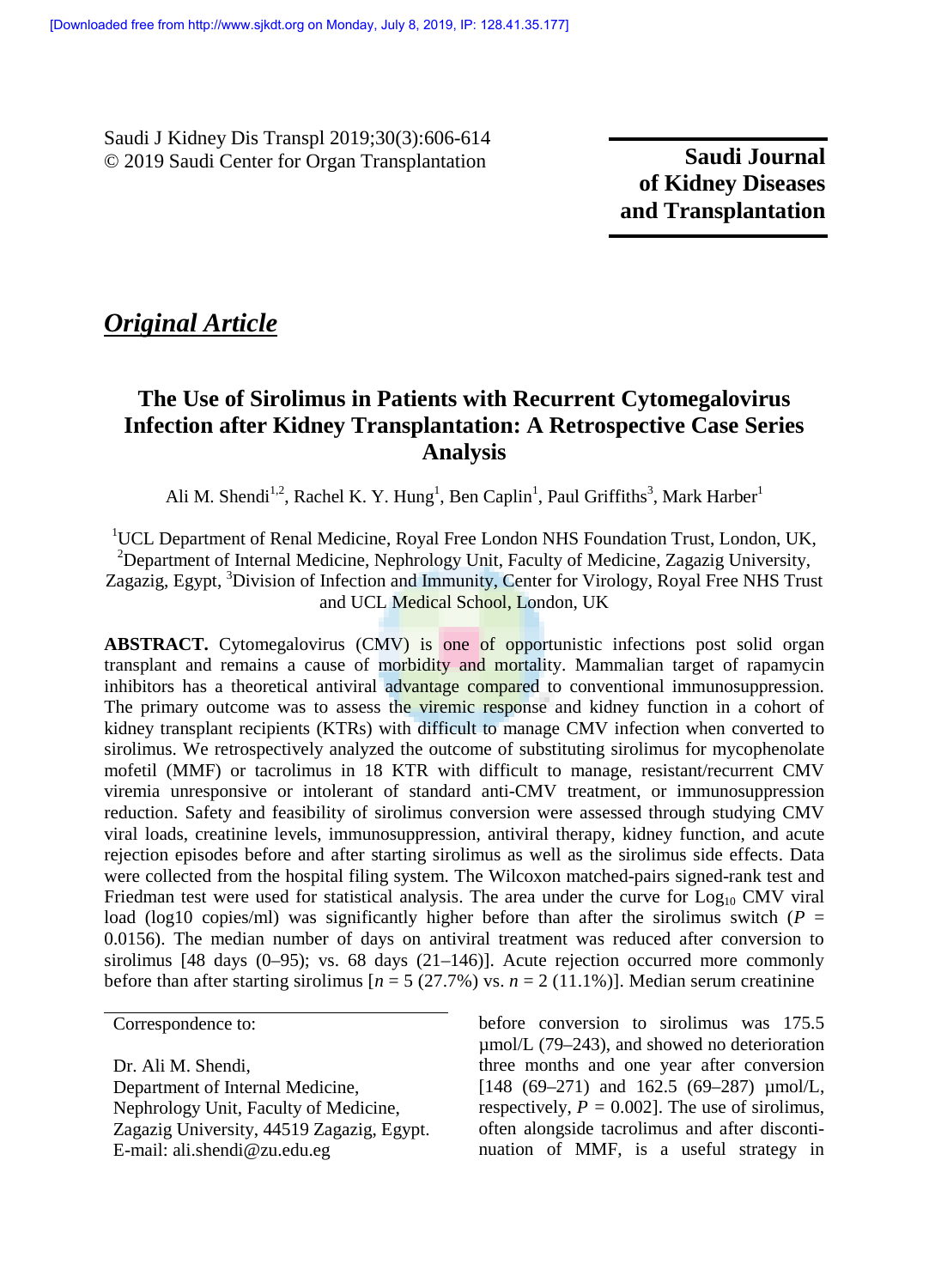[Downloaded free from http://www.sjkdt.org on Monday, July 8, 2019, IP: 128.41.35.177]

Saudi J Kidney Dis Transpl 2019;30(3):606-614
© 2019 Saudi Center for Organ Transplantation

**Saudi Journal of Kidney Diseases and Transplantation**

***Original Article***

# The Use of Sirolimus in Patients with Recurrent Cytomegalovirus Infection after Kidney Transplantation: A Retrospective Case Series Analysis

Ali M. Shendi[1,2], Rachel K. Y. Hung[1], Ben Caplin[1], Paul Griffiths[3], Mark Harber[1]

[1]UCL Department of Renal Medicine, Royal Free London NHS Foundation Trust, London, UK, [2]Department of Internal Medicine, Nephrology Unit, Faculty of Medicine, Zagazig University, Zagazig, Egypt, [3]Division of Infection and Immunity, Center for Virology, Royal Free NHS Trust and UCL Medical School, London, UK

**ABSTRACT.** Cytomegalovirus (CMV) is one of opportunistic infections post solid organ transplant and remains a cause of morbidity and mortality. Mammalian target of rapamycin inhibitors has a theoretical antiviral advantage compared to conventional immunosuppression. The primary outcome was to assess the viremic response and kidney function in a cohort of kidney transplant recipients (KTRs) with difficult to manage CMV infection when converted to sirolimus. We retrospectively analyzed the outcome of substituting sirolimus for mycophenolate mofetil (MMF) or tacrolimus in 18 KTR with difficult to manage, resistant/recurrent CMV viremia unresponsive or intolerant of standard anti-CMV treatment, or immunosuppression reduction. Safety and feasibility of sirolimus conversion were assessed through studying CMV viral loads, creatinine levels, immunosuppression, antiviral therapy, kidney function, and acute rejection episodes before and after starting sirolimus as well as the sirolimus side effects. Data were collected from the hospital filing system. The Wilcoxon matched-pairs signed-rank test and Friedman test were used for statistical analysis. The area under the curve for $\text{Log}_{10}$ CMV viral load (log10 copies/ml) was significantly higher before than after the sirolimus switch ($P$ = 0.0156). The median number of days on antiviral treatment was reduced after conversion to sirolimus [48 days (0–95); vs. 68 days (21–146)]. Acute rejection occurred more commonly before than after starting sirolimus [$n$ = 5 (27.7%) vs. $n$ = 2 (11.1%)]. Median serum creatinine before conversion to sirolimus was 175.5 µmol/L (79–243), and showed no deterioration three months and one year after conversion [148 (69–271) and 162.5 (69–287) µmol/L, respectively, $P$ = 0.002]. The use of sirolimus, often alongside tacrolimus and after discontinuation of MMF, is a useful strategy in

Correspondence to:

Dr. Ali M. Shendi,
Department of Internal Medicine,
Nephrology Unit, Faculty of Medicine,
Zagazig University, 44519 Zagazig, Egypt.
E-mail: ali.shendi@zu.edu.eg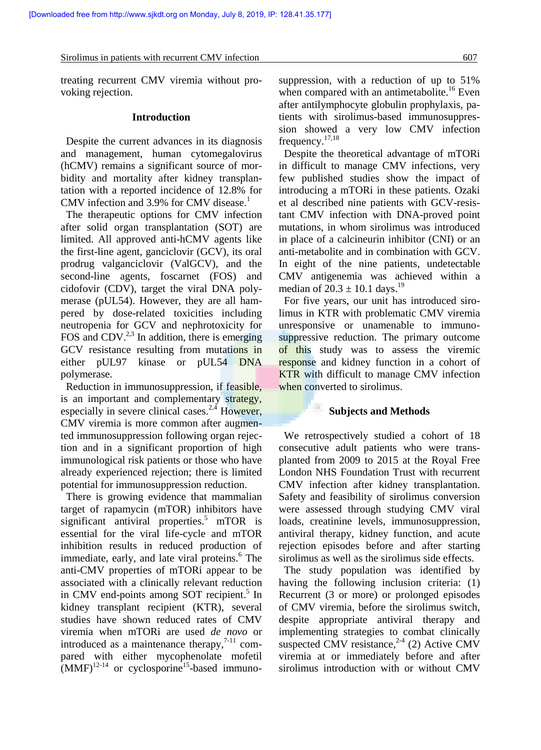treating recurrent CMV viremia without provoking rejection.

## Introduction

Despite the current advances in its diagnosis and management, human cytomegalovirus (hCMV) remains a significant source of morbidity and mortality after kidney transplantation with a reported incidence of 12.8% for CMV infection and 3.9% for CMV disease.[1]

The therapeutic options for CMV infection after solid organ transplantation (SOT) are limited. All approved anti-hCMV agents like the first-line agent, ganciclovir (GCV), its oral prodrug valganciclovir (ValGCV), and the second-line agents, foscarnet (FOS) and cidofovir (CDV), target the viral DNA polymerase (pUL54). However, they are all hampered by dose-related toxicities including neutropenia for GCV and nephrotoxicity for FOS and CDV.[2,3] In addition, there is emerging GCV resistance resulting from mutations in either pUL97 kinase or pUL54 DNA polymerase.

Reduction in immunosuppression, if feasible, is an important and complementary strategy, especially in severe clinical cases.[2,4] However, CMV viremia is more common after augmented immunosuppression following organ rejection and in a significant proportion of high immunological risk patients or those who have already experienced rejection; there is limited potential for immunosuppression reduction.

There is growing evidence that mammalian target of rapamycin (mTOR) inhibitors have significant antiviral properties.[5] mTOR is essential for the viral life-cycle and mTOR inhibition results in reduced production of immediate, early, and late viral proteins.[6] The anti-CMV properties of mTORi appear to be associated with a clinically relevant reduction in CMV end-points among SOT recipient.[5] In kidney transplant recipient (KTR), several studies have shown reduced rates of CMV viremia when mTORi are used *de novo* or introduced as a maintenance therapy,[7-11] compared with either mycophenolate mofetil (MMF)[12-14] or cyclosporine[15]-based immunosuppression, with a reduction of up to 51% when compared with an antimetabolite.[16] Even after antilymphocyte globulin prophylaxis, patients with sirolimus-based immunosuppression showed a very low CMV infection frequency.[17,18]

Despite the theoretical advantage of mTORi in difficult to manage CMV infections, very few published studies show the impact of introducing a mTORi in these patients. Ozaki et al described nine patients with GCV-resistant CMV infection with DNA-proved point mutations, in whom sirolimus was introduced in place of a calcineurin inhibitor (CNI) or an anti-metabolite and in combination with GCV. In eight of the nine patients, undetectable CMV antigenemia was achieved within a median of 20.3 ± 10.1 days.[19]

For five years, our unit has introduced sirolimus in KTR with problematic CMV viremia unresponsive or unamenable to immunosuppressive reduction. The primary outcome of this study was to assess the viremic response and kidney function in a cohort of KTR with difficult to manage CMV infection when converted to sirolimus.

## Subjects and Methods

We retrospectively studied a cohort of 18 consecutive adult patients who were transplanted from 2009 to 2015 at the Royal Free London NHS Foundation Trust with recurrent CMV infection after kidney transplantation. Safety and feasibility of sirolimus conversion were assessed through studying CMV viral loads, creatinine levels, immunosuppression, antiviral therapy, kidney function, and acute rejection episodes before and after starting sirolimus as well as the sirolimus side effects.

The study population was identified by having the following inclusion criteria: (1) Recurrent (3 or more) or prolonged episodes of CMV viremia, before the sirolimus switch, despite appropriate antiviral therapy and implementing strategies to combat clinically suspected CMV resistance,[2-4] (2) Active CMV viremia at or immediately before and after sirolimus introduction with or without CMV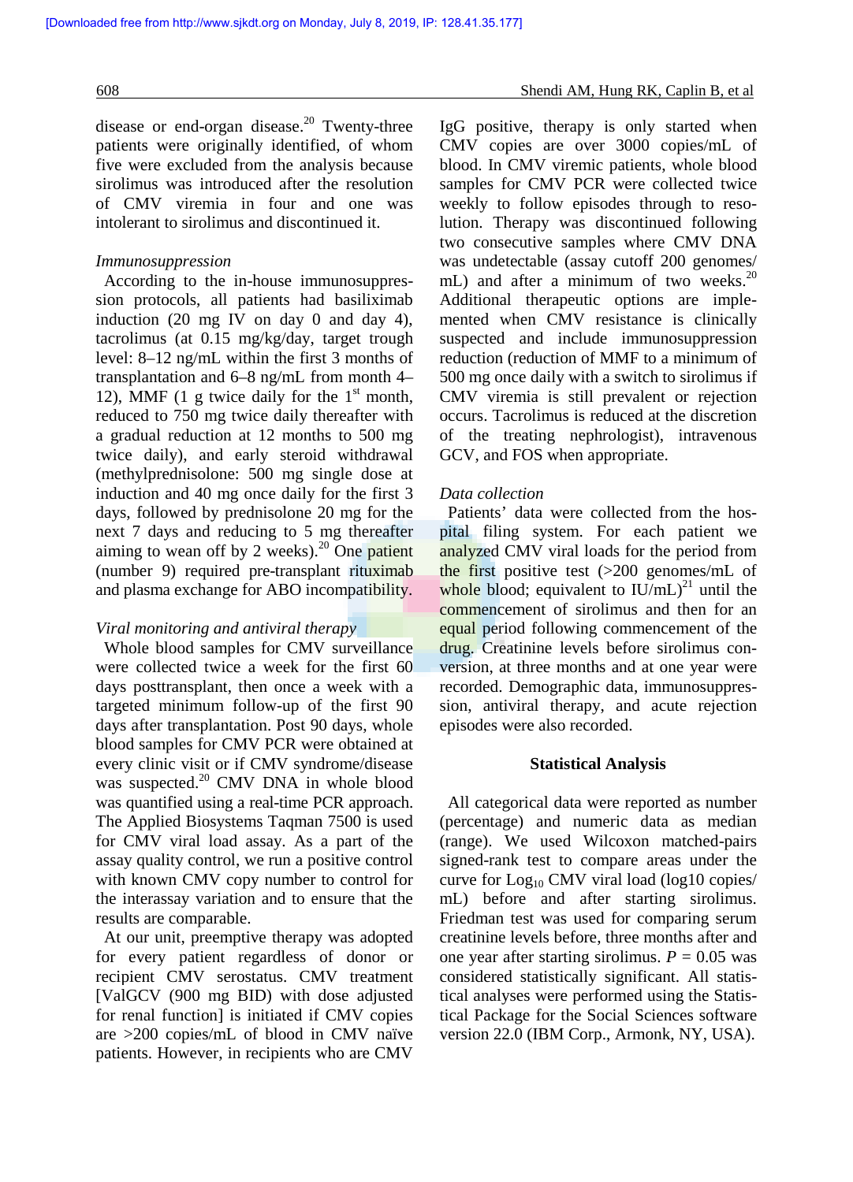disease or end-organ disease.[20] Twenty-three patients were originally identified, of whom five were excluded from the analysis because sirolimus was introduced after the resolution of CMV viremia in four and one was intolerant to sirolimus and discontinued it.

*Immunosuppression*

According to the in-house immunosuppression protocols, all patients had basiliximab induction (20 mg IV on day 0 and day 4), tacrolimus (at 0.15 mg/kg/day, target trough level: 8–12 ng/mL within the first 3 months of transplantation and 6–8 ng/mL from month 4–12), MMF (1 g twice daily for the 1st month, reduced to 750 mg twice daily thereafter with a gradual reduction at 12 months to 500 mg twice daily), and early steroid withdrawal (methylprednisolone: 500 mg single dose at induction and 40 mg once daily for the first 3 days, followed by prednisolone 20 mg for the next 7 days and reducing to 5 mg thereafter aiming to wean off by 2 weeks).[20] One patient (number 9) required pre-transplant rituximab and plasma exchange for ABO incompatibility.

*Viral monitoring and antiviral therapy*

Whole blood samples for CMV surveillance were collected twice a week for the first 60 days posttransplant, then once a week with a targeted minimum follow-up of the first 90 days after transplantation. Post 90 days, whole blood samples for CMV PCR were obtained at every clinic visit or if CMV syndrome/disease was suspected.[20] CMV DNA in whole blood was quantified using a real-time PCR approach. The Applied Biosystems Taqman 7500 is used for CMV viral load assay. As a part of the assay quality control, we run a positive control with known CMV copy number to control for the interassay variation and to ensure that the results are comparable.

At our unit, preemptive therapy was adopted for every patient regardless of donor or recipient CMV serostatus. CMV treatment [ValGCV (900 mg BID) with dose adjusted for renal function] is initiated if CMV copies are >200 copies/mL of blood in CMV naïve patients. However, in recipients who are CMV IgG positive, therapy is only started when CMV copies are over 3000 copies/mL of blood. In CMV viremic patients, whole blood samples for CMV PCR were collected twice weekly to follow episodes through to resolution. Therapy was discontinued following two consecutive samples where CMV DNA was undetectable (assay cutoff 200 genomes/mL) and after a minimum of two weeks.[20] Additional therapeutic options are implemented when CMV resistance is clinically suspected and include immunosuppression reduction (reduction of MMF to a minimum of 500 mg once daily with a switch to sirolimus if CMV viremia is still prevalent or rejection occurs. Tacrolimus is reduced at the discretion of the treating nephrologist), intravenous GCV, and FOS when appropriate.

*Data collection*

Patients' data were collected from the hospital filing system. For each patient we analyzed CMV viral loads for the period from the first positive test (>200 genomes/mL of whole blood; equivalent to IU/mL)[21] until the commencement of sirolimus and then for an equal period following commencement of the drug. Creatinine levels before sirolimus conversion, at three months and at one year were recorded. Demographic data, immunosuppression, antiviral therapy, and acute rejection episodes were also recorded.

## Statistical Analysis

All categorical data were reported as number (percentage) and numeric data as median (range). We used Wilcoxon matched-pairs signed-rank test to compare areas under the curve for $Log_{10}$ CMV viral load (log10 copies/mL) before and after starting sirolimus. Friedman test was used for comparing serum creatinine levels before, three months after and one year after starting sirolimus. $P = 0.05$ was considered statistically significant. All statistical analyses were performed using the Statistical Package for the Social Sciences software version 22.0 (IBM Corp., Armonk, NY, USA).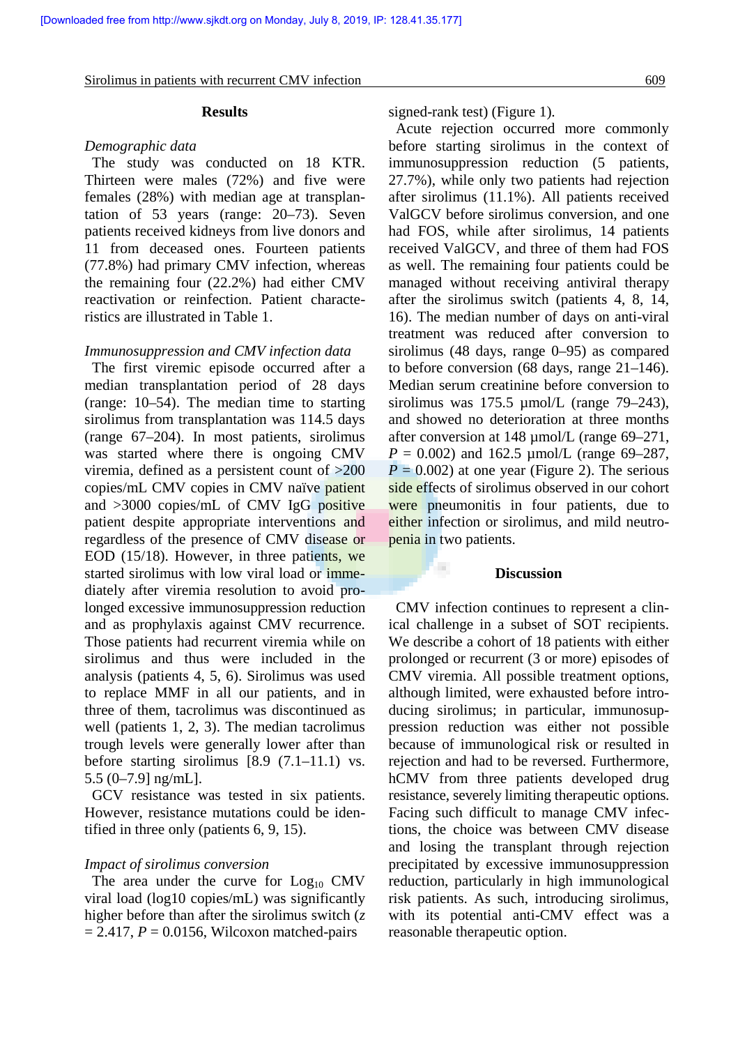## Results

*Demographic data*

The study was conducted on 18 KTR. Thirteen were males (72%) and five were females (28%) with median age at transplantation of 53 years (range: 20–73). Seven patients received kidneys from live donors and 11 from deceased ones. Fourteen patients (77.8%) had primary CMV infection, whereas the remaining four (22.2%) had either CMV reactivation or reinfection. Patient characteristics are illustrated in Table 1.

*Immunosuppression and CMV infection data*

The first viremic episode occurred after a median transplantation period of 28 days (range: 10–54). The median time to starting sirolimus from transplantation was 114.5 days (range 67–204). In most patients, sirolimus was started where there is ongoing CMV viremia, defined as a persistent count of >200 copies/mL CMV copies in CMV naïve patient and >3000 copies/mL of CMV IgG positive patient despite appropriate interventions and regardless of the presence of CMV disease or EOD (15/18). However, in three patients, we started sirolimus with low viral load or immediately after viremia resolution to avoid prolonged excessive immunosuppression reduction and as prophylaxis against CMV recurrence. Those patients had recurrent viremia while on sirolimus and thus were included in the analysis (patients 4, 5, 6). Sirolimus was used to replace MMF in all our patients, and in three of them, tacrolimus was discontinued as well (patients 1, 2, 3). The median tacrolimus trough levels were generally lower after than before starting sirolimus [8.9 (7.1–11.1) vs. 5.5 (0–7.9] ng/mL].

GCV resistance was tested in six patients. However, resistance mutations could be identified in three only (patients 6, 9, 15).

*Impact of sirolimus conversion*

The area under the curve for $\text{Log}_{10}$ CMV viral load (log10 copies/mL) was significantly higher before than after the sirolimus switch ($z = 2.417$, $P = 0.0156$, Wilcoxon matched-pairs signed-rank test) (Figure 1).

Acute rejection occurred more commonly before starting sirolimus in the context of immunosuppression reduction (5 patients, 27.7%), while only two patients had rejection after sirolimus (11.1%). All patients received ValGCV before sirolimus conversion, and one had FOS, while after sirolimus, 14 patients received ValGCV, and three of them had FOS as well. The remaining four patients could be managed without receiving antiviral therapy after the sirolimus switch (patients 4, 8, 14, 16). The median number of days on anti-viral treatment was reduced after conversion to sirolimus (48 days, range 0–95) as compared to before conversion (68 days, range 21–146). Median serum creatinine before conversion to sirolimus was 175.5 µmol/L (range 79–243), and showed no deterioration at three months after conversion at 148 µmol/L (range 69–271, $P = 0.002$) and 162.5 µmol/L (range 69–287, $P = 0.002$) at one year (Figure 2). The serious side effects of sirolimus observed in our cohort were pneumonitis in four patients, due to either infection or sirolimus, and mild neutropenia in two patients.

## Discussion

CMV infection continues to represent a clinical challenge in a subset of SOT recipients. We describe a cohort of 18 patients with either prolonged or recurrent (3 or more) episodes of CMV viremia. All possible treatment options, although limited, were exhausted before introducing sirolimus; in particular, immunosuppression reduction was either not possible because of immunological risk or resulted in rejection and had to be reversed. Furthermore, hCMV from three patients developed drug resistance, severely limiting therapeutic options. Facing such difficult to manage CMV infections, the choice was between CMV disease and losing the transplant through rejection precipitated by excessive immunosuppression reduction, particularly in high immunological risk patients. As such, introducing sirolimus, with its potential anti-CMV effect was a reasonable therapeutic option.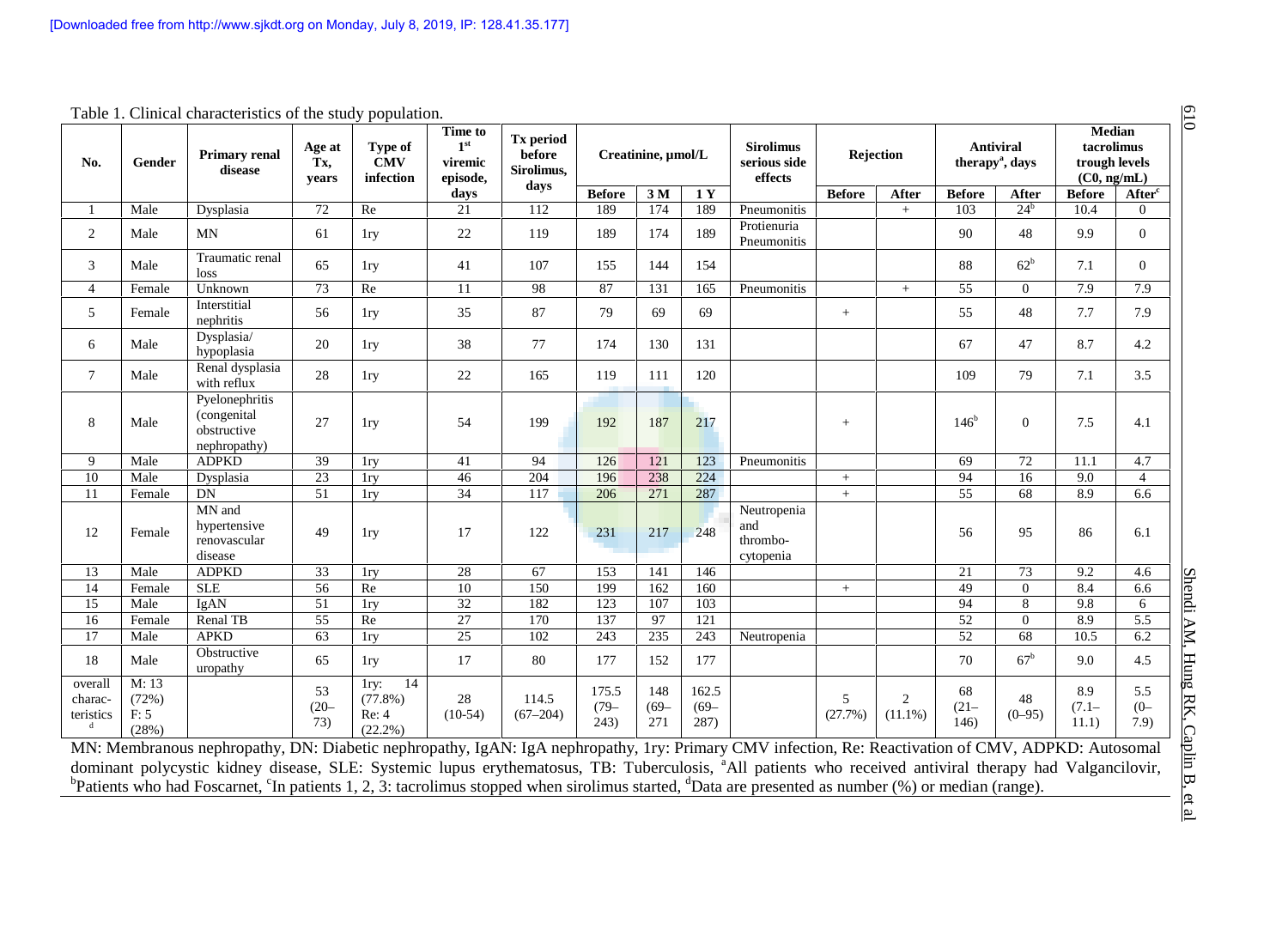Table 1. Clinical characteristics of the study population.

| No. | Gender | Primary renal disease | Age at Tx, years | Type of CMV infection | Time to 1st viremic episode, days | Tx period before Sirolimus, days | Creatinine, µmol/L | | | Sirolimus serious side effects | Rejection | | Antiviral therapy[a], days | | Median tacrolimus trough levels (C0, ng/mL) | |
|---|---|---|---|---|---|---|---|---|---|---|---|---|---|---|---|---|
| | | | | | | | Before | 3 M | 1 Y | | Before | After | Before | After | Before | After[c] |
| 1 | Male | Dysplasia | 72 | Re | 21 | 112 | 189 | 174 | 189 | Pneumonitis | | + | 103 | 24[b] | 10.4 | 0 |
| 2 | Male | MN | 61 | 1ry | 22 | 119 | 189 | 174 | 189 | Protienuria Pneumonitis | | | 90 | 48 | 9.9 | 0 |
| 3 | Male | Traumatic renal loss | 65 | 1ry | 41 | 107 | 155 | 144 | 154 | | | | 88 | 62[b] | 7.1 | 0 |
| 4 | Female | Unknown | 73 | Re | 11 | 98 | 87 | 131 | 165 | Pneumonitis | | + | 55 | 0 | 7.9 | 7.9 |
| 5 | Female | Interstitial nephritis | 56 | 1ry | 35 | 87 | 79 | 69 | 69 | | + | | 55 | 48 | 7.7 | 7.9 |
| 6 | Male | Dysplasia/ hypoplasia | 20 | 1ry | 38 | 77 | 174 | 130 | 131 | | | | 67 | 47 | 8.7 | 4.2 |
| 7 | Male | Renal dysplasia with reflux | 28 | 1ry | 22 | 165 | 119 | 111 | 120 | | | | 109 | 79 | 7.1 | 3.5 |
| 8 | Male | Pyelonephritis (congenital obstructive nephropathy) | 27 | 1ry | 54 | 199 | 192 | 187 | 217 | | + | | 146[b] | 0 | 7.5 | 4.1 |
| 9 | Male | ADPKD | 39 | 1ry | 41 | 94 | 126 | 121 | 123 | Pneumonitis | | | 69 | 72 | 11.1 | 4.7 |
| 10 | Male | Dysplasia | 23 | 1ry | 46 | 204 | 196 | 238 | 224 | | + | | 94 | 16 | 9.0 | 4 |
| 11 | Female | DN | 51 | 1ry | 34 | 117 | 206 | 271 | 287 | | + | | 55 | 68 | 8.9 | 6.6 |
| 12 | Female | MN and hypertensive renovascular disease | 49 | 1ry | 17 | 122 | 231 | 217 | 248 | Neutropenia and thrombo-cytopenia | | | 56 | 95 | 86 | 6.1 |
| 13 | Male | ADPKD | 33 | 1ry | 28 | 67 | 153 | 141 | 146 | | | | 21 | 73 | 9.2 | 4.6 |
| 14 | Female | SLE | 56 | Re | 10 | 150 | 199 | 162 | 160 | | + | | 49 | 0 | 8.4 | 6.6 |
| 15 | Male | IgAN | 51 | 1ry | 32 | 182 | 123 | 107 | 103 | | | | 94 | 8 | 9.8 | 6 |
| 16 | Female | Renal TB | 55 | Re | 27 | 170 | 137 | 97 | 121 | | | | 52 | 0 | 8.9 | 5.5 |
| 17 | Male | APKD | 63 | 1ry | 25 | 102 | 243 | 235 | 243 | Neutropenia | | | 52 | 68 | 10.5 | 6.2 |
| 18 | Male | Obstructive uropathy | 65 | 1ry | 17 | 80 | 177 | 152 | 177 | | | | 70 | 67[b] | 9.0 | 4.5 |
| overall charac-teristics[d] | M: 13 (72%) F: 5 (28%) | | 53 (20–73) | 1ry: 14 (77.8%) Re: 4 (22.2%) | 28 (10-54) | 114.5 (67–204) | 175.5 (79–243) | 148 (69–271 | 162.5 (69–287) | | 5 (27.7%) | 2 (11.1%) | 68 (21–146) | 48 (0–95) | 8.9 (7.1–11.1) | 5.5 (0–7.9) |

MN: Membranous nephropathy, DN: Diabetic nephropathy, IgAN: IgA nephropathy, 1ry: Primary CMV infection, Re: Reactivation of CMV, ADPKD: Autosomal dominant polycystic kidney disease, SLE: Systemic lupus erythematosus, TB: Tuberculosis, [a]All patients who received antiviral therapy had Valgancilovir, [b]Patients who had Foscarnet, [c]In patients 1, 2, 3: tacrolimus stopped when sirolimus started, [d]Data are presented as number (%) or median (range).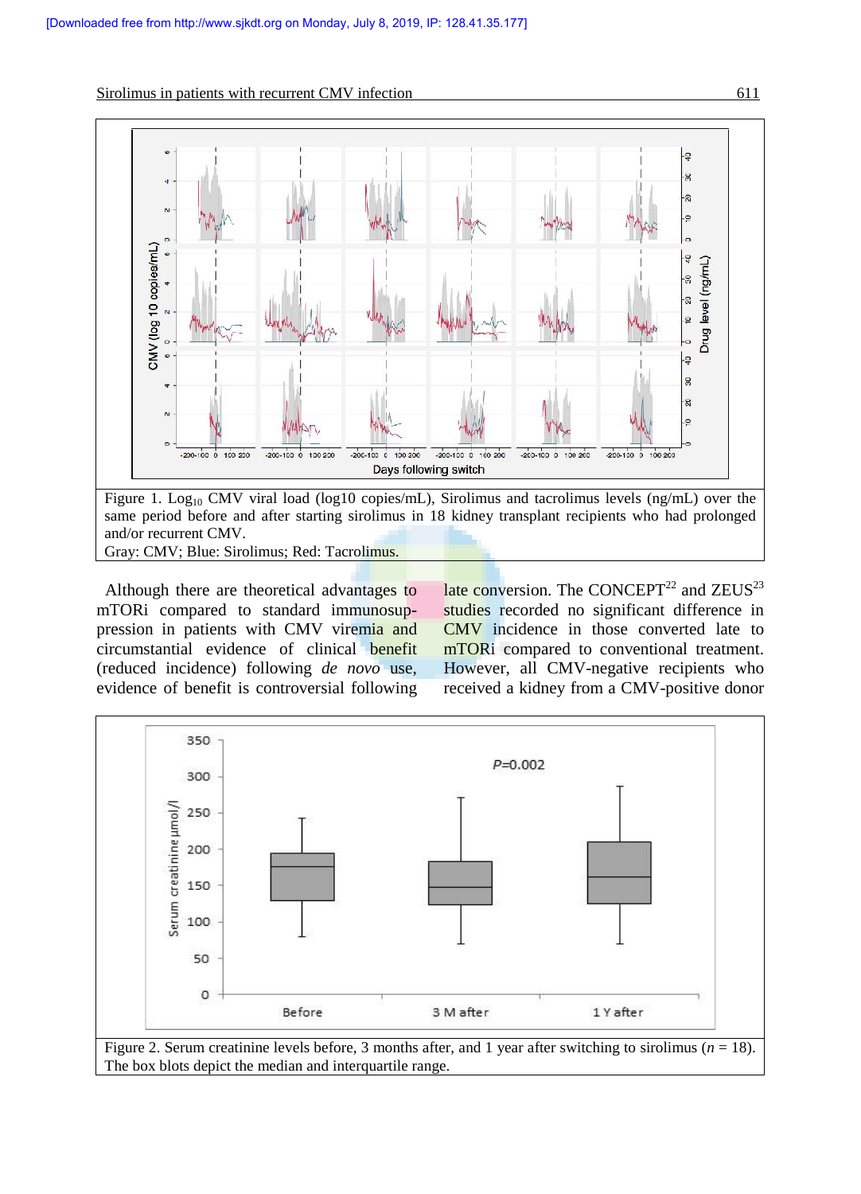Figure 1. $Log_{10}$ CMV viral load (log10 copies/mL), Sirolimus and tacrolimus levels (ng/mL) over the same period before and after starting sirolimus in 18 kidney transplant recipients who had prolonged and/or recurrent CMV.
Gray: CMV; Blue: Sirolimus; Red: Tacrolimus.

Although there are theoretical advantages to mTORi compared to standard immunosuppression in patients with CMV viremia and circumstantial evidence of clinical benefit (reduced incidence) following *de novo* use, evidence of benefit is controversial following late conversion. The CONCEPT[22] and ZEUS[23] studies recorded no significant difference in CMV incidence in those converted late to mTORi compared to conventional treatment. However, all CMV-negative recipients who received a kidney from a CMV-positive donor

Figure 2. Serum creatinine levels before, 3 months after, and 1 year after switching to sirolimus ($n$ = 18). The box blots depict the median and interquartile range.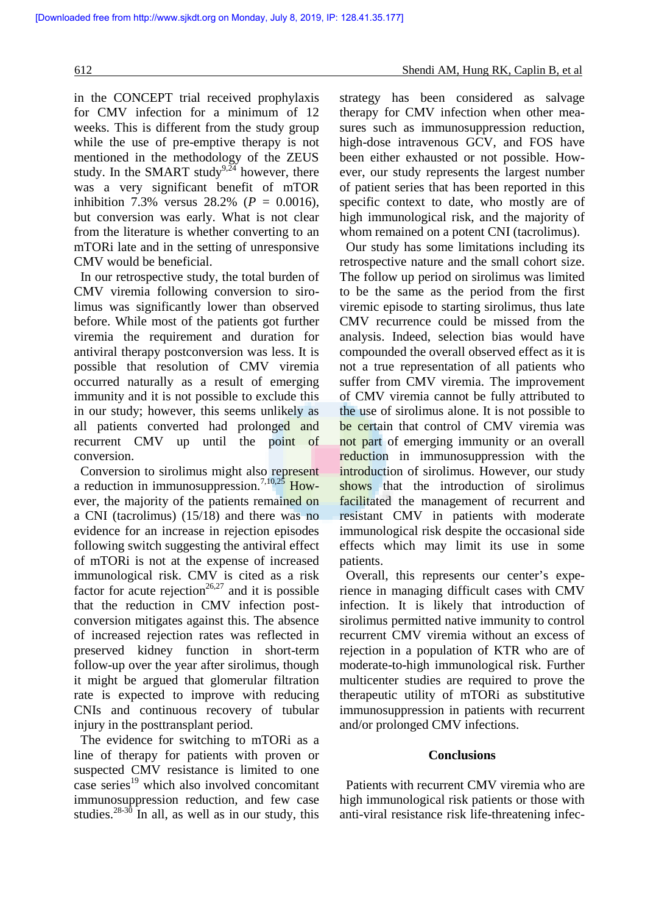in the CONCEPT trial received prophylaxis for CMV infection for a minimum of 12 weeks. This is different from the study group while the use of pre-emptive therapy is not mentioned in the methodology of the ZEUS study. In the SMART study[9,24] however, there was a very significant benefit of mTOR inhibition 7.3% versus 28.2% ($P$ = 0.0016), but conversion was early. What is not clear from the literature is whether converting to an mTORi late and in the setting of unresponsive CMV would be beneficial.

In our retrospective study, the total burden of CMV viremia following conversion to sirolimus was significantly lower than observed before. While most of the patients got further viremia the requirement and duration for antiviral therapy postconversion was less. It is possible that resolution of CMV viremia occurred naturally as a result of emerging immunity and it is not possible to exclude this in our study; however, this seems unlikely as all patients converted had prolonged and recurrent CMV up until the point of conversion.

Conversion to sirolimus might also represent a reduction in immunosuppression.[7,10,25] However, the majority of the patients remained on a CNI (tacrolimus) (15/18) and there was no evidence for an increase in rejection episodes following switch suggesting the antiviral effect of mTORi is not at the expense of increased immunological risk. CMV is cited as a risk factor for acute rejection[26,27] and it is possible that the reduction in CMV infection post-conversion mitigates against this. The absence of increased rejection rates was reflected in preserved kidney function in short-term follow-up over the year after sirolimus, though it might be argued that glomerular filtration rate is expected to improve with reducing CNIs and continuous recovery of tubular injury in the posttransplant period.

The evidence for switching to mTORi as a line of therapy for patients with proven or suspected CMV resistance is limited to one case series[19] which also involved concomitant immunosuppression reduction, and few case studies.[28-30] In all, as well as in our study, this strategy has been considered as salvage therapy for CMV infection when other measures such as immunosuppression reduction, high-dose intravenous GCV, and FOS have been either exhausted or not possible. However, our study represents the largest number of patient series that has been reported in this specific context to date, who mostly are of high immunological risk, and the majority of whom remained on a potent CNI (tacrolimus).

Our study has some limitations including its retrospective nature and the small cohort size. The follow up period on sirolimus was limited to be the same as the period from the first viremic episode to starting sirolimus, thus late CMV recurrence could be missed from the analysis. Indeed, selection bias would have compounded the overall observed effect as it is not a true representation of all patients who suffer from CMV viremia. The improvement of CMV viremia cannot be fully attributed to the use of sirolimus alone. It is not possible to be certain that control of CMV viremia was not part of emerging immunity or an overall reduction in immunosuppression with the introduction of sirolimus. However, our study shows that the introduction of sirolimus facilitated the management of recurrent and resistant CMV in patients with moderate immunological risk despite the occasional side effects which may limit its use in some patients.

Overall, this represents our center's experience in managing difficult cases with CMV infection. It is likely that introduction of sirolimus permitted native immunity to control recurrent CMV viremia without an excess of rejection in a population of KTR who are of moderate-to-high immunological risk. Further multicenter studies are required to prove the therapeutic utility of mTORi as substitutive immunosuppression in patients with recurrent and/or prolonged CMV infections.

## Conclusions

Patients with recurrent CMV viremia who are high immunological risk patients or those with anti-viral resistance risk life-threatening infec-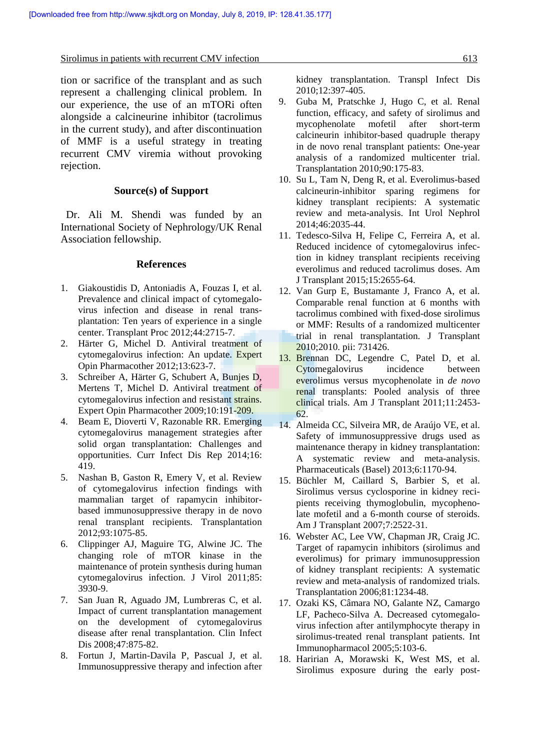tion or sacrifice of the transplant and as such represent a challenging clinical problem. In our experience, the use of an mTORi often alongside a calcineurine inhibitor (tacrolimus in the current study), and after discontinuation of MMF is a useful strategy in treating recurrent CMV viremia without provoking rejection.

## Source(s) of Support

Dr. Ali M. Shendi was funded by an International Society of Nephrology/UK Renal Association fellowship.

## References

1. Giakoustidis D, Antoniadis A, Fouzas I, et al. Prevalence and clinical impact of cytomegalovirus infection and disease in renal transplantation: Ten years of experience in a single center. Transplant Proc 2012;44:2715-7.
2. Härter G, Michel D. Antiviral treatment of cytomegalovirus infection: An update. Expert Opin Pharmacother 2012;13:623-7.
3. Schreiber A, Härter G, Schubert A, Bunjes D, Mertens T, Michel D. Antiviral treatment of cytomegalovirus infection and resistant strains. Expert Opin Pharmacother 2009;10:191-209.
4. Beam E, Dioverti V, Razonable RR. Emerging cytomegalovirus management strategies after solid organ transplantation: Challenges and opportunities. Curr Infect Dis Rep 2014;16:419.
5. Nashan B, Gaston R, Emery V, et al. Review of cytomegalovirus infection findings with mammalian target of rapamycin inhibitor-based immunosuppressive therapy in de novo renal transplant recipients. Transplantation 2012;93:1075-85.
6. Clippinger AJ, Maguire TG, Alwine JC. The changing role of mTOR kinase in the maintenance of protein synthesis during human cytomegalovirus infection. J Virol 2011;85:3930-9.
7. San Juan R, Aguado JM, Lumbreras C, et al. Impact of current transplantation management on the development of cytomegalovirus disease after renal transplantation. Clin Infect Dis 2008;47:875-82.
8. Fortun J, Martin-Davila P, Pascual J, et al. Immunosuppressive therapy and infection after kidney transplantation. Transpl Infect Dis 2010;12:397-405.
9. Guba M, Pratschke J, Hugo C, et al. Renal function, efficacy, and safety of sirolimus and mycophenolate mofetil after short-term calcineurin inhibitor-based quadruple therapy in de novo renal transplant patients: One-year analysis of a randomized multicenter trial. Transplantation 2010;90:175-83.
10. Su L, Tam N, Deng R, et al. Everolimus-based calcineurin-inhibitor sparing regimens for kidney transplant recipients: A systematic review and meta-analysis. Int Urol Nephrol 2014;46:2035-44.
11. Tedesco-Silva H, Felipe C, Ferreira A, et al. Reduced incidence of cytomegalovirus infection in kidney transplant recipients receiving everolimus and reduced tacrolimus doses. Am J Transplant 2015;15:2655-64.
12. Van Gurp E, Bustamante J, Franco A, et al. Comparable renal function at 6 months with tacrolimus combined with fixed-dose sirolimus or MMF: Results of a randomized multicenter trial in renal transplantation. J Transplant 2010;2010. pii: 731426.
13. Brennan DC, Legendre C, Patel D, et al. Cytomegalovirus incidence between everolimus versus mycophenolate in *de novo* renal transplants: Pooled analysis of three clinical trials. Am J Transplant 2011;11:2453-62.
14. Almeida CC, Silveira MR, de Araújo VE, et al. Safety of immunosuppressive drugs used as maintenance therapy in kidney transplantation: A systematic review and meta-analysis. Pharmaceuticals (Basel) 2013;6:1170-94.
15. Büchler M, Caillard S, Barbier S, et al. Sirolimus versus cyclosporine in kidney recipients receiving thymoglobulin, mycophenolate mofetil and a 6-month course of steroids. Am J Transplant 2007;7:2522-31.
16. Webster AC, Lee VW, Chapman JR, Craig JC. Target of rapamycin inhibitors (sirolimus and everolimus) for primary immunosuppression of kidney transplant recipients: A systematic review and meta-analysis of randomized trials. Transplantation 2006;81:1234-48.
17. Ozaki KS, Câmara NO, Galante NZ, Camargo LF, Pacheco-Silva A. Decreased cytomegalovirus infection after antilymphocyte therapy in sirolimus-treated renal transplant patients. Int Immunopharmacol 2005;5:103-6.
18. Haririan A, Morawski K, West MS, et al. Sirolimus exposure during the early post-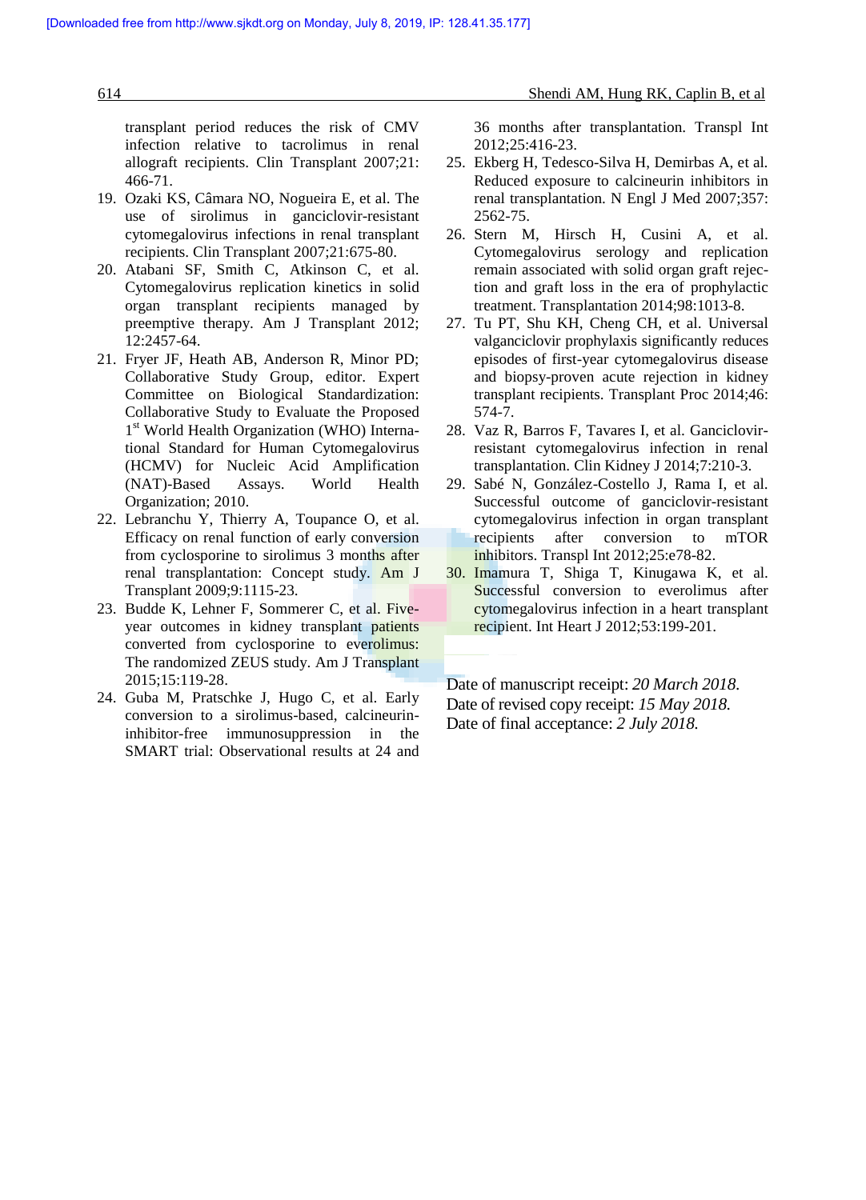transplant period reduces the risk of CMV infection relative to tacrolimus in renal allograft recipients. Clin Transplant 2007;21: 466-71.

19. Ozaki KS, Câmara NO, Nogueira E, et al. The use of sirolimus in ganciclovir-resistant cytomegalovirus infections in renal transplant recipients. Clin Transplant 2007;21:675-80.
20. Atabani SF, Smith C, Atkinson C, et al. Cytomegalovirus replication kinetics in solid organ transplant recipients managed by preemptive therapy. Am J Transplant 2012; 12:2457-64.
21. Fryer JF, Heath AB, Anderson R, Minor PD; Collaborative Study Group, editor. Expert Committee on Biological Standardization: Collaborative Study to Evaluate the Proposed 1st World Health Organization (WHO) International Standard for Human Cytomegalovirus (HCMV) for Nucleic Acid Amplification (NAT)-Based Assays. World Health Organization; 2010.
22. Lebranchu Y, Thierry A, Toupance O, et al. Efficacy on renal function of early conversion from cyclosporine to sirolimus 3 months after renal transplantation: Concept study. Am J Transplant 2009;9:1115-23.
23. Budde K, Lehner F, Sommerer C, et al. Five-year outcomes in kidney transplant patients converted from cyclosporine to everolimus: The randomized ZEUS study. Am J Transplant 2015;15:119-28.
24. Guba M, Pratschke J, Hugo C, et al. Early conversion to a sirolimus-based, calcineurin-inhibitor-free immunosuppression in the SMART trial: Observational results at 24 and 36 months after transplantation. Transpl Int 2012;25:416-23.
25. Ekberg H, Tedesco-Silva H, Demirbas A, et al. Reduced exposure to calcineurin inhibitors in renal transplantation. N Engl J Med 2007;357: 2562-75.
26. Stern M, Hirsch H, Cusini A, et al. Cytomegalovirus serology and replication remain associated with solid organ graft rejection and graft loss in the era of prophylactic treatment. Transplantation 2014;98:1013-8.
27. Tu PT, Shu KH, Cheng CH, et al. Universal valganciclovir prophylaxis significantly reduces episodes of first-year cytomegalovirus disease and biopsy-proven acute rejection in kidney transplant recipients. Transplant Proc 2014;46: 574-7.
28. Vaz R, Barros F, Tavares I, et al. Ganciclovir-resistant cytomegalovirus infection in renal transplantation. Clin Kidney J 2014;7:210-3.
29. Sabé N, González-Costello J, Rama I, et al. Successful outcome of ganciclovir-resistant cytomegalovirus infection in organ transplant recipients after conversion to mTOR inhibitors. Transpl Int 2012;25:e78-82.
30. Imamura T, Shiga T, Kinugawa K, et al. Successful conversion to everolimus after cytomegalovirus infection in a heart transplant recipient. Int Heart J 2012;53:199-201.

Date of manuscript receipt: *20 March 2018.*
Date of revised copy receipt: *15 May 2018.*
Date of final acceptance: *2 July 2018.*